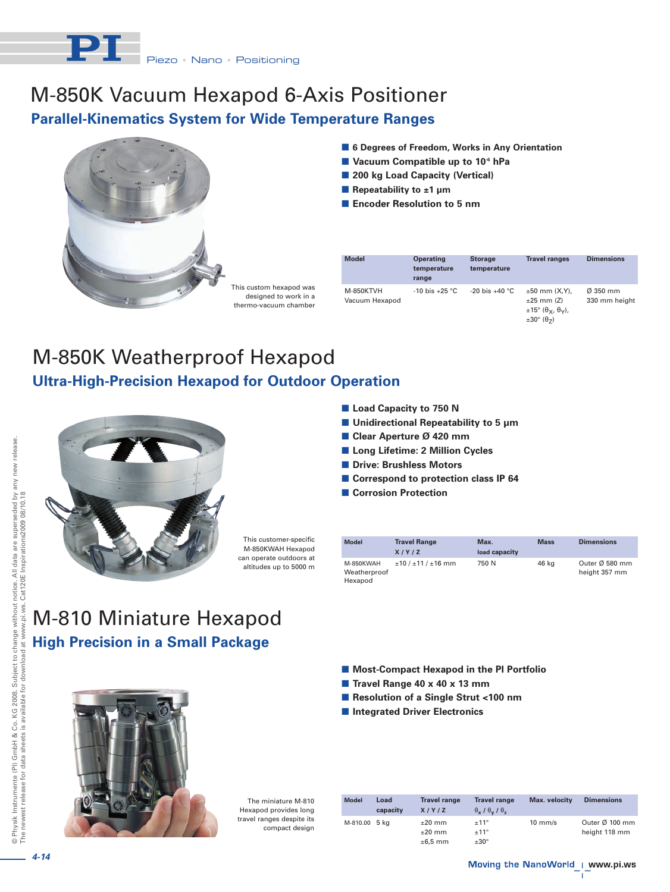# M-850K Vacuum Hexapod 6-Axis Positioner

## Parallel-Kinematics System for Wide Temperature Ranges

- 6 Degrees of Freedom, Works in Any Orientation
- Vacuum Compatible up to $10^{-6}$ hPa
- 200 kg Load Capacity (Vertical)
- Repeatability to ±1 µm
- Encoder Resolution to 5 nm

This custom hexapod was designed to work in a thermo-vacuum chamber

| Model | Operating temperature range | Storage temperature | Travel ranges | Dimensions |
|---|---|---|---|---|
| M-850KTVH Vacuum Hexapod | -10 bis +25 °C | -20 bis +40 °C | ±50 mm (X,Y), ±25 mm (Z) ±15° ($\theta_X$, $\theta_Y$), ±30° ($\theta_Z$) | Ø 350 mm 330 mm height |

# M-850K Weatherproof Hexapod

## Ultra-High-Precision Hexapod for Outdoor Operation

- Load Capacity to 750 N
- Unidirectional Repeatability to 5 µm
- Clear Aperture Ø 420 mm
- Long Lifetime: 2 Million Cycles
- Drive: Brushless Motors
- Correspond to protection class IP 64
- Corrosion Protection

This customer-specific M-850KWAH Hexapod can operate outdoors at altitudes up to 5000 m

| Model | Travel Range X / Y / Z | Max. load capacity | Mass | Dimensions |
|---|---|---|---|---|
| M-850KWAH Weatherproof Hexapod | ±10 / ±11 / ±16 mm | 750 N | 46 kg | Outer Ø 580 mm height 357 mm |

# M-810 Miniature Hexapod

## High Precision in a Small Package

- Most-Compact Hexapod in the PI Portfolio
- Travel Range 40 x 40 x 13 mm
- Resolution of a Single Strut <100 nm
- Integrated Driver Electronics

The miniature M-810 Hexapod provides long travel ranges despite its compact design

| Model | Load capacity | Travel range X / Y / Z | Travel range $\theta_x$ / $\theta_y$ / $\theta_z$ | Max. velocity | Dimensions |
|---|---|---|---|---|---|
| M-810.00 | 5 kg | ±20 mm ±20 mm ±6,5 mm | ±11° ±11° ±30° | 10 mm/s | Outer Ø 100 mm height 118 mm |

© Physik Instrumente (PI) GmbH & Co. KG 2008. Subject to change without notice. All data are superseded by any new release. The newest release for data sheets is available for download at www.pi.ws. Cat120E Inspirations2009 08/10.18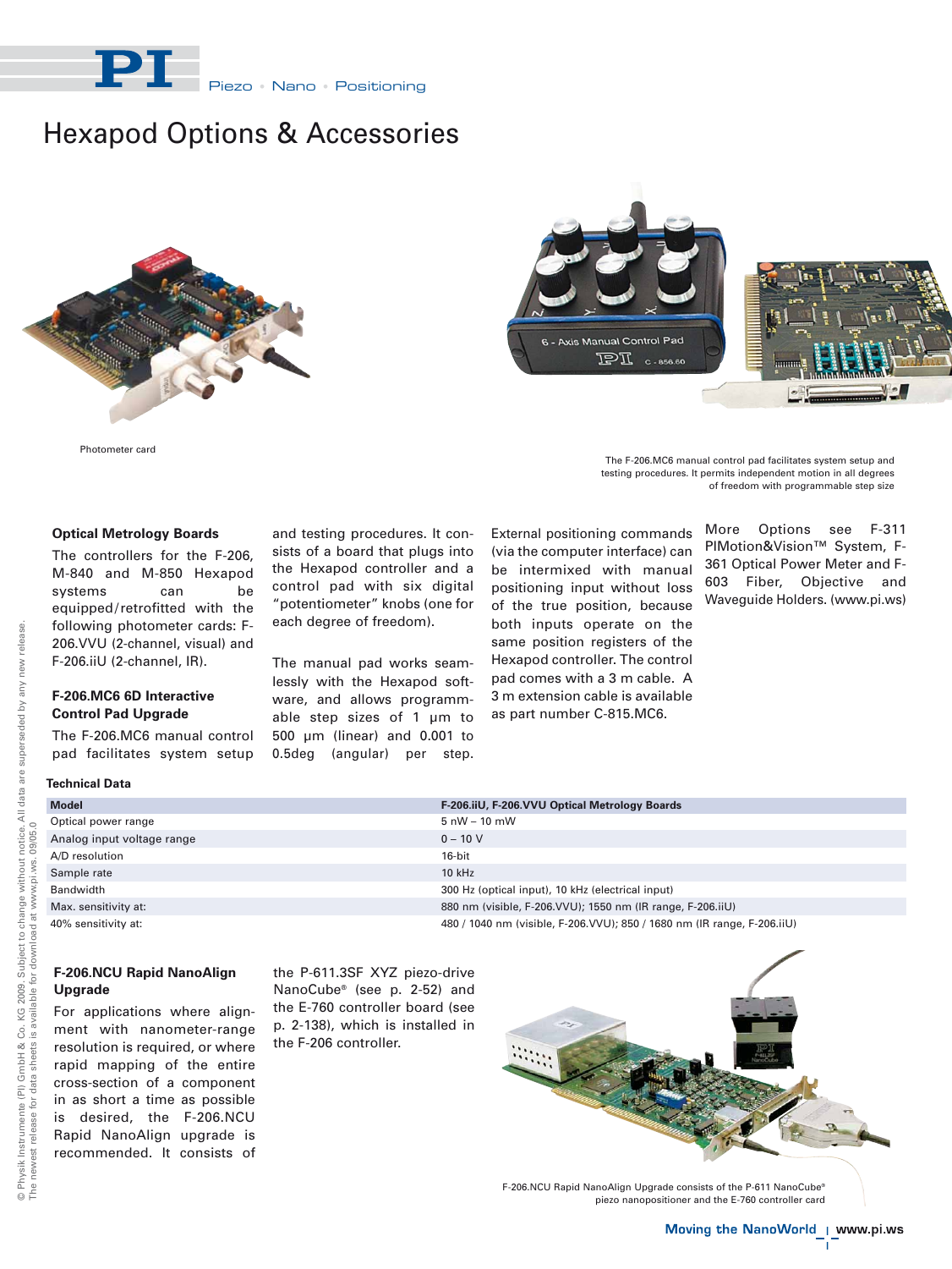# Hexapod Options & Accessories

Photometer card

The F-206.MC6 manual control pad facilitates system setup and testing procedures. It permits independent motion in all degrees of freedom with programmable step size

### Optical Metrology Boards

The controllers for the F-206, M-840 and M-850 Hexapod systems can be equipped/retrofitted with the following photometer cards: F-206.VVU (2-channel, visual) and F-206.iiU (2-channel, IR).

### F-206.MC6 6D Interactive Control Pad Upgrade

The F-206.MC6 manual control pad facilitates system setup and testing procedures. It consists of a board that plugs into the Hexapod controller and a control pad with six digital "potentiometer" knobs (one for each degree of freedom).

The manual pad works seamlessly with the Hexapod software, and allows programmable step sizes of 1 µm to 500 µm (linear) and 0.001 to 0.5deg (angular) per step.

External positioning commands (via the computer interface) can be intermixed with manual positioning input without loss of the true position, because both inputs operate on the same position registers of the Hexapod controller. The control pad comes with a 3 m cable. A 3 m extension cable is available as part number C-815.MC6.

More Options see F-311 PIMotion&Vision™ System, F-361 Optical Power Meter and F-603 Fiber, Objective and Waveguide Holders. (www.pi.ws)

### Technical Data

| Model | F-206.iiU, F-206.VVU Optical Metrology Boards |
|---|---|
| Optical power range | 5 nW – 10 mW |
| Analog input voltage range | 0 – 10 V |
| A/D resolution | 16-bit |
| Sample rate | 10 kHz |
| Bandwidth | 300 Hz (optical input), 10 kHz (electrical input) |
| Max. sensitivity at: | 880 nm (visible, F-206.VVU); 1550 nm (IR range, F-206.iiU) |
| 40% sensitivity at: | 480 / 1040 nm (visible, F-206.VVU); 850 / 1680 nm (IR range, F-206.iiU) |

### F-206.NCU Rapid NanoAlign Upgrade

For applications where alignment with nanometer-range resolution is required, or where rapid mapping of the entire cross-section of a component in as short a time as possible is desired, the F-206.NCU Rapid NanoAlign upgrade is recommended. It consists of the P-611.3SF XYZ piezo-drive NanoCube® (see p. 2-52) and the E-760 controller board (see p. 2-138), which is installed in the F-206 controller.

F-206.NCU Rapid NanoAlign Upgrade consists of the P-611 NanoCube® piezo nanopositioner and the E-760 controller card